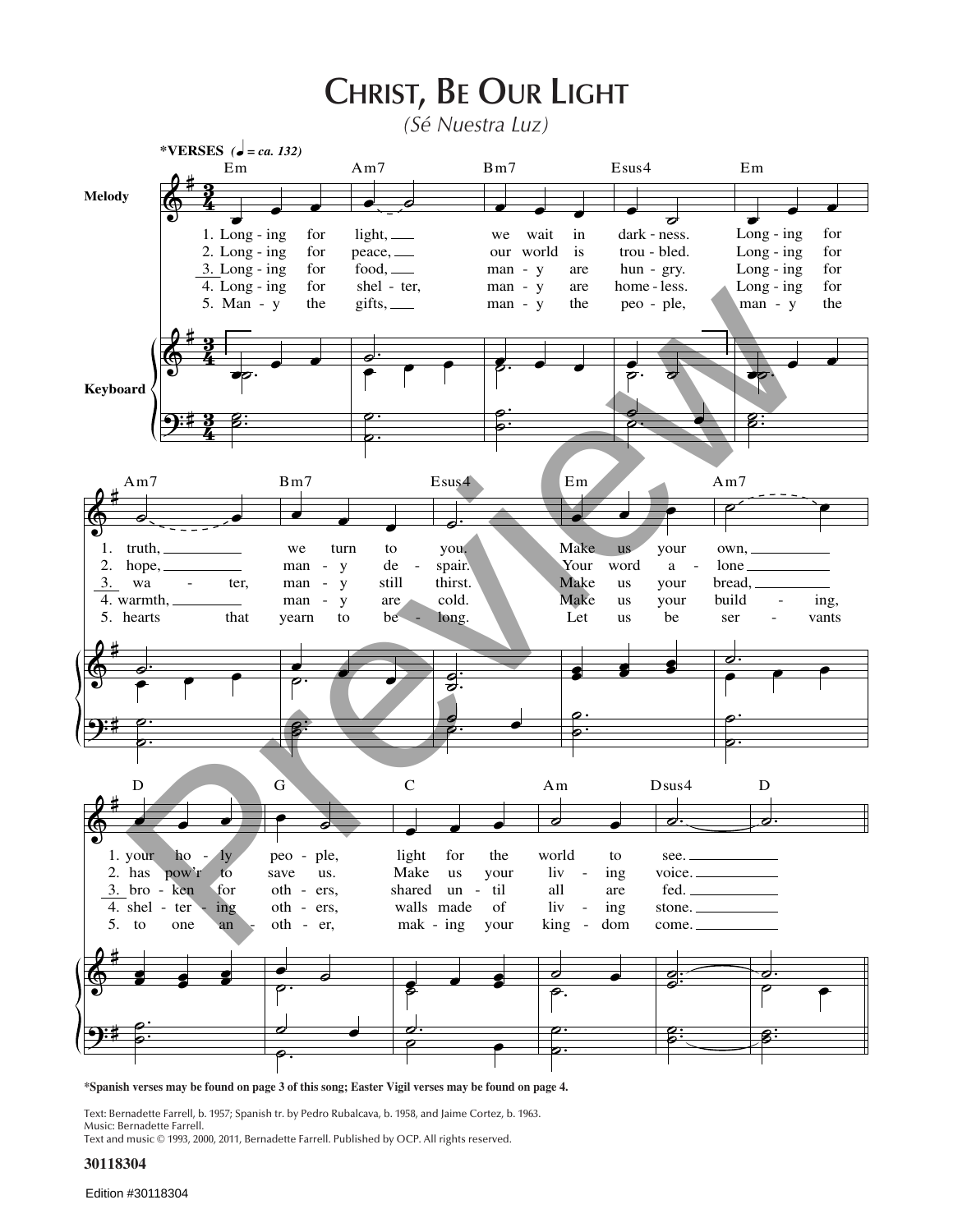# CHRIST, BE OUR LIGHT

*(Sé Nuestra Luz)*

**\*VERSES** (♩ = ca. 132)

1. Longing for light, we wait in darkness. Longing for truth, we turn to you. Make us your own, your holy people, light for the world to see.
2. Longing for peace, our world is troubled. Longing for hope, many despair. Your word alone has pow'r to save us. Make us your living voice.
3. Longing for food, many are hungry. Longing for water, many still thirst. Make us your bread, broken for others, shared until all are fed.
4. Longing for shelter, many are homeless. Longing for warmth, many are cold. Make us your building, sheltering others, walls made of living stone.
5. Many the gifts, many the people, many the hearts that yearn to belong. Let us be servants to one another, making your kingdom come.

\*Spanish verses may be found on page 3 of this song; Easter Vigil verses may be found on page 4.

Text: Bernadette Farrell, b. 1957; Spanish tr. by Pedro Rubalcava, b. 1958, and Jaime Cortez, b. 1963.
Music: Bernadette Farrell.
Text and music © 1993, 2000, 2011, Bernadette Farrell. Published by OCP. All rights reserved.

**30118304**

Edition #30118304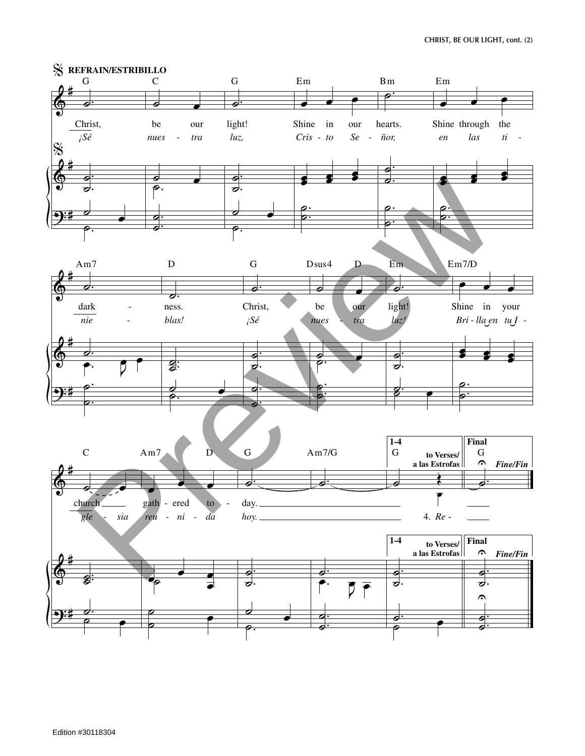**REFRAIN/ESTRIBILLO**

Christ, be our light! Shine in our hearts. Shine through the darkness. Christ, be our light! Shine in your church gathered today.

*¡Sé nuestra luz, Cristo Señor, en las tinieblas! ¡Sé nuestra luz! Brilla en tu Iglesia reunida hoy.*

1-4 to Verses/ a las Estrofas — 4. *Re-*

Final — Fine/Fin

Edition #30118304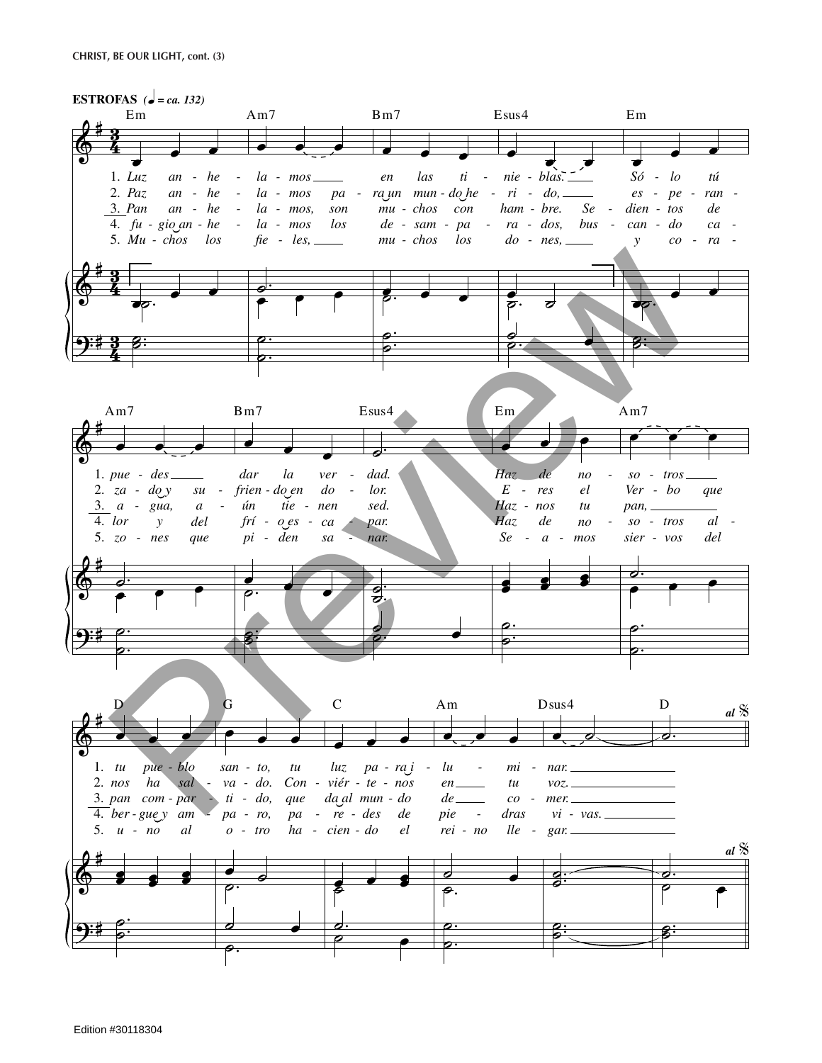ESTROFAS (♩ = ca. 132)

Em — Am7 — Bm7 — Esus4 — Em

1. Luz an - he - la - mos en las ti - nie - blas. Só - lo tú
2. Paz an - he - la - mos pa - ra un mun - do he - ri - do, es - pe - ran -
3. Pan an - he - la - mos, son mu - chos con ham - bre. Se - dien - tos de
4. fu - gio an - he - la - mos los de - sam - pa - ra - dos, bus - can - do ca -
5. Mu - chos los fie - les, mu - chos los do - nes, y co - ra -

Am7 — Bm7 — Esus4 — Em — Am7

1. pue - des dar la ver - dad. Haz de no - so - tros
2. za - do y su - frien - do en do - lor. E - res el Ver - bo que
3. a - gua, a - ún tie - nen sed. Haz - nos tu pan,
4. lor y del frí - o es - ca - par. Haz de no - so - tros al -
5. zo - nes que pi - den sa - nar. Se - a - mos sier - vos del

D — G — C — Am — Dsus4 — D — al 𝄋

1. tu pue - blo san - to, tu luz pa - ra i - lu - mi - nar.
2. nos ha sal - va - do. Con - viér - te - nos en tu voz.
3. pan com - par - ti - do, que da al mun - do de co - mer.
4. ber - gue y am - pa - ro, pa - re - des de pie - dras vi - vas.
5. u - no al o - tro ha - cien - do el rei - no lle - gar.

Edition #30118304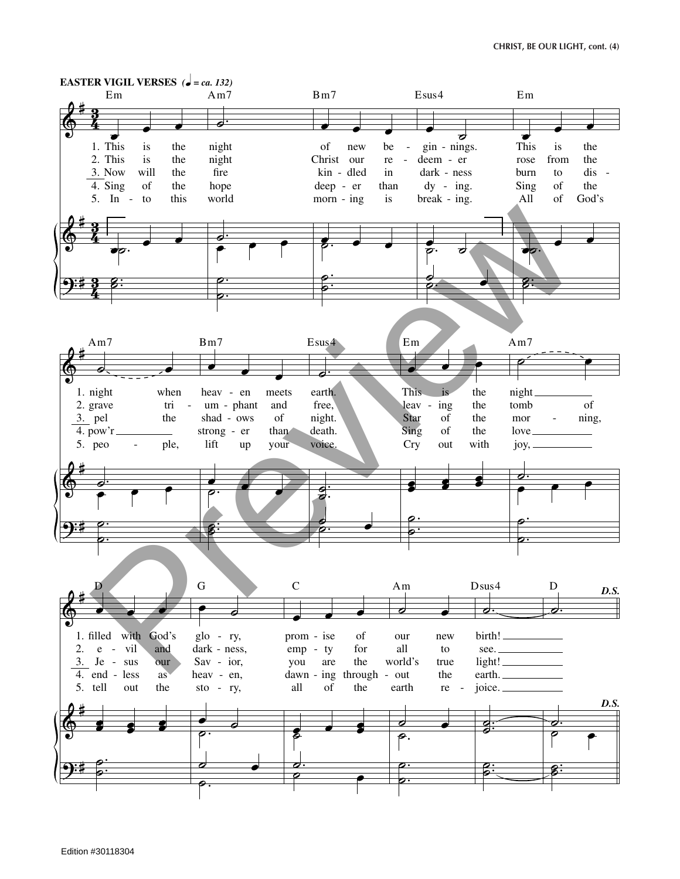**EASTER VIGIL VERSES** *(♩ = ca. 132)*

Em Am7 Bm7 Esus4 Em

1. This is the night of new be - gin - nings. This is the
2. This is the night Christ our re - deem - er rose from the
3. Now will the fire kin - dled in dark - ness burn to dis -
4. Sing of the hope deep - er than dy - ing. Sing of the
5. In - to this world morn - ing is break - ing. All of God's

Am7 Bm7 Esus4 Em Am7

1. night when heav - en meets earth. This is the night
2. grave tri - um - phant and free, leav - ing the tomb of
3. pel the shad - ows of night. Star of the mor - ning,
4. pow'r strong - er than death. Sing of the love
5. peo - ple, lift up your voice. Cry out with joy,

D G C Am Dsus4 D *D.S.*

1. filled with God's glo - ry, prom - ise of our new birth!
2. e - vil and dark - ness, emp - ty for all to see.
3. Je - sus our Sav - ior, you are the world's true light!
4. end - less as heav - en, dawn - ing through - out the earth.
5. tell out the sto - ry, all of the earth re - joice.

Edition #30118304